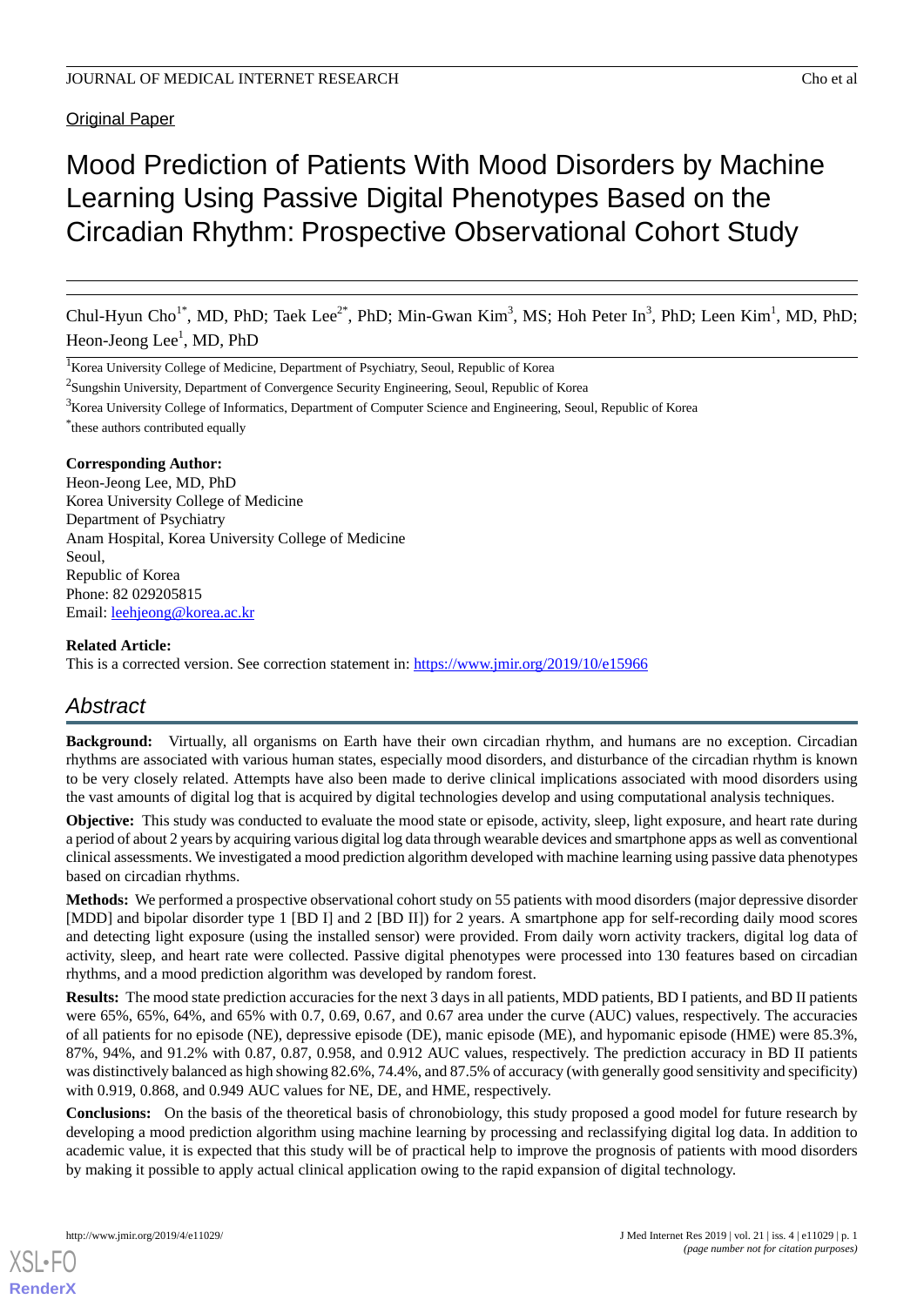Original Paper

# Mood Prediction of Patients With Mood Disorders by Machine Learning Using Passive Digital Phenotypes Based on the Circadian Rhythm: Prospective Observational Cohort Study

Chul-Hyun Cho[1*], MD, PhD; Taek Lee[2*], PhD; Min-Gwan Kim[3], MS; Hoh Peter In[3], PhD; Leen Kim[1], MD, PhD; Heon-Jeong Lee[1], MD, PhD

[1]Korea University College of Medicine, Department of Psychiatry, Seoul, Republic of Korea

[2]Sungshin University, Department of Convergence Security Engineering, Seoul, Republic of Korea

[3]Korea University College of Informatics, Department of Computer Science and Engineering, Seoul, Republic of Korea

*these authors contributed equally

**Corresponding Author:**
Heon-Jeong Lee, MD, PhD
Korea University College of Medicine
Department of Psychiatry
Anam Hospital, Korea University College of Medicine
Seoul,
Republic of Korea
Phone: 82 029205815
Email: leehjeong@korea.ac.kr

**Related Article:**
This is a corrected version. See correction statement in: https://www.jmir.org/2019/10/e15966

## Abstract

**Background:** Virtually, all organisms on Earth have their own circadian rhythm, and humans are no exception. Circadian rhythms are associated with various human states, especially mood disorders, and disturbance of the circadian rhythm is known to be very closely related. Attempts have also been made to derive clinical implications associated with mood disorders using the vast amounts of digital log that is acquired by digital technologies develop and using computational analysis techniques.

**Objective:** This study was conducted to evaluate the mood state or episode, activity, sleep, light exposure, and heart rate during a period of about 2 years by acquiring various digital log data through wearable devices and smartphone apps as well as conventional clinical assessments. We investigated a mood prediction algorithm developed with machine learning using passive data phenotypes based on circadian rhythms.

**Methods:** We performed a prospective observational cohort study on 55 patients with mood disorders (major depressive disorder [MDD] and bipolar disorder type 1 [BD I] and 2 [BD II]) for 2 years. A smartphone app for self-recording daily mood scores and detecting light exposure (using the installed sensor) were provided. From daily worn activity trackers, digital log data of activity, sleep, and heart rate were collected. Passive digital phenotypes were processed into 130 features based on circadian rhythms, and a mood prediction algorithm was developed by random forest.

**Results:** The mood state prediction accuracies for the next 3 days in all patients, MDD patients, BD I patients, and BD II patients were 65%, 65%, 64%, and 65% with 0.7, 0.69, 0.67, and 0.67 area under the curve (AUC) values, respectively. The accuracies of all patients for no episode (NE), depressive episode (DE), manic episode (ME), and hypomanic episode (HME) were 85.3%, 87%, 94%, and 91.2% with 0.87, 0.87, 0.958, and 0.912 AUC values, respectively. The prediction accuracy in BD II patients was distinctively balanced as high showing 82.6%, 74.4%, and 87.5% of accuracy (with generally good sensitivity and specificity) with 0.919, 0.868, and 0.949 AUC values for NE, DE, and HME, respectively.

**Conclusions:** On the basis of the theoretical basis of chronobiology, this study proposed a good model for future research by developing a mood prediction algorithm using machine learning by processing and reclassifying digital log data. In addition to academic value, it is expected that this study will be of practical help to improve the prognosis of patients with mood disorders by making it possible to apply actual clinical application owing to the rapid expansion of digital technology.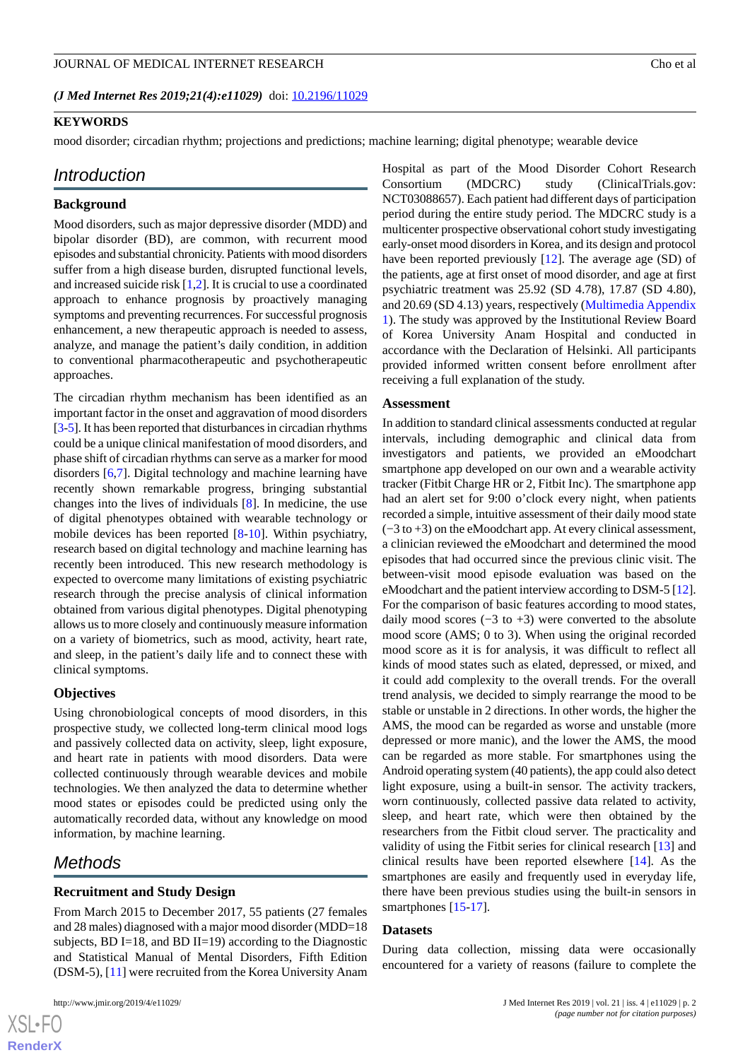(*J Med Internet Res 2019;21(4):e11029*) doi: 10.2196/11029

## KEYWORDS

mood disorder; circadian rhythm; projections and predictions; machine learning; digital phenotype; wearable device

# Introduction

## Background

Mood disorders, such as major depressive disorder (MDD) and bipolar disorder (BD), are common, with recurrent mood episodes and substantial chronicity. Patients with mood disorders suffer from a high disease burden, disrupted functional levels, and increased suicide risk [1,2]. It is crucial to use a coordinated approach to enhance prognosis by proactively managing symptoms and preventing recurrences. For successful prognosis enhancement, a new therapeutic approach is needed to assess, analyze, and manage the patient's daily condition, in addition to conventional pharmacotherapeutic and psychotherapeutic approaches.

The circadian rhythm mechanism has been identified as an important factor in the onset and aggravation of mood disorders [3-5]. It has been reported that disturbances in circadian rhythms could be a unique clinical manifestation of mood disorders, and phase shift of circadian rhythms can serve as a marker for mood disorders [6,7]. Digital technology and machine learning have recently shown remarkable progress, bringing substantial changes into the lives of individuals [8]. In medicine, the use of digital phenotypes obtained with wearable technology or mobile devices has been reported [8-10]. Within psychiatry, research based on digital technology and machine learning has recently been introduced. This new research methodology is expected to overcome many limitations of existing psychiatric research through the precise analysis of clinical information obtained from various digital phenotypes. Digital phenotyping allows us to more closely and continuously measure information on a variety of biometrics, such as mood, activity, heart rate, and sleep, in the patient's daily life and to connect these with clinical symptoms.

## Objectives

Using chronobiological concepts of mood disorders, in this prospective study, we collected long-term clinical mood logs and passively collected data on activity, sleep, light exposure, and heart rate in patients with mood disorders. Data were collected continuously through wearable devices and mobile technologies. We then analyzed the data to determine whether mood states or episodes could be predicted using only the automatically recorded data, without any knowledge on mood information, by machine learning.

# Methods

## Recruitment and Study Design

From March 2015 to December 2017, 55 patients (27 females and 28 males) diagnosed with a major mood disorder (MDD=18 subjects, BD I=18, and BD II=19) according to the Diagnostic and Statistical Manual of Mental Disorders, Fifth Edition (DSM-5), [11] were recruited from the Korea University Anam Hospital as part of the Mood Disorder Cohort Research Consortium (MDCRC) study (ClinicalTrials.gov: NCT03088657). Each patient had different days of participation period during the entire study period. The MDCRC study is a multicenter prospective observational cohort study investigating early-onset mood disorders in Korea, and its design and protocol have been reported previously [12]. The average age (SD) of the patients, age at first onset of mood disorder, and age at first psychiatric treatment was 25.92 (SD 4.78), 17.87 (SD 4.80), and 20.69 (SD 4.13) years, respectively (Multimedia Appendix 1). The study was approved by the Institutional Review Board of Korea University Anam Hospital and conducted in accordance with the Declaration of Helsinki. All participants provided informed written consent before enrollment after receiving a full explanation of the study.

## Assessment

In addition to standard clinical assessments conducted at regular intervals, including demographic and clinical data from investigators and patients, we provided an eMoodchart smartphone app developed on our own and a wearable activity tracker (Fitbit Charge HR or 2, Fitbit Inc). The smartphone app had an alert set for 9:00 o'clock every night, when patients recorded a simple, intuitive assessment of their daily mood state (−3 to +3) on the eMoodchart app. At every clinical assessment, a clinician reviewed the eMoodchart and determined the mood episodes that had occurred since the previous clinic visit. The between-visit mood episode evaluation was based on the eMoodchart and the patient interview according to DSM-5 [12]. For the comparison of basic features according to mood states, daily mood scores (−3 to +3) were converted to the absolute mood score (AMS; 0 to 3). When using the original recorded mood score as it is for analysis, it was difficult to reflect all kinds of mood states such as elated, depressed, or mixed, and it could add complexity to the overall trends. For the overall trend analysis, we decided to simply rearrange the mood to be stable or unstable in 2 directions. In other words, the higher the AMS, the mood can be regarded as worse and unstable (more depressed or more manic), and the lower the AMS, the mood can be regarded as more stable. For smartphones using the Android operating system (40 patients), the app could also detect light exposure, using a built-in sensor. The activity trackers, worn continuously, collected passive data related to activity, sleep, and heart rate, which were then obtained by the researchers from the Fitbit cloud server. The practicality and validity of using the Fitbit series for clinical research [13] and clinical results have been reported elsewhere [14]. As the smartphones are easily and frequently used in everyday life, there have been previous studies using the built-in sensors in smartphones [15-17].

## Datasets

During data collection, missing data were occasionally encountered for a variety of reasons (failure to complete the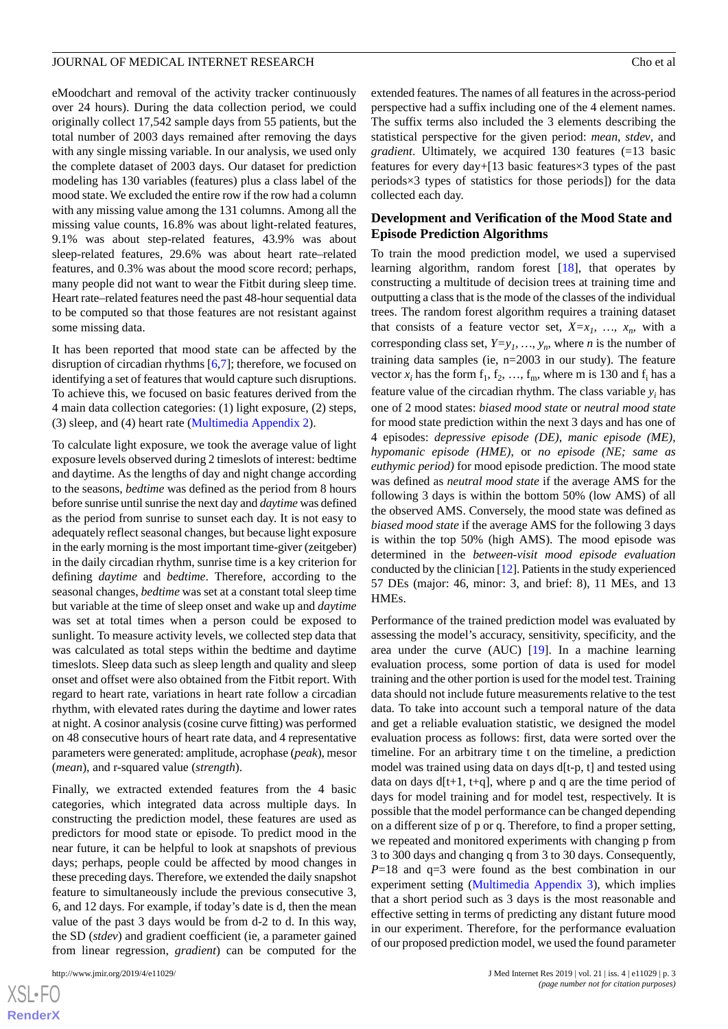eMoodchart and removal of the activity tracker continuously over 24 hours). During the data collection period, we could originally collect 17,542 sample days from 55 patients, but the total number of 2003 days remained after removing the days with any single missing variable. In our analysis, we used only the complete dataset of 2003 days. Our dataset for prediction modeling has 130 variables (features) plus a class label of the mood state. We excluded the entire row if the row had a column with any missing value among the 131 columns. Among all the missing value counts, 16.8% was about light-related features, 9.1% was about step-related features, 43.9% was about sleep-related features, 29.6% was about heart rate–related features, and 0.3% was about the mood score record; perhaps, many people did not want to wear the Fitbit during sleep time. Heart rate–related features need the past 48-hour sequential data to be computed so that those features are not resistant against some missing data.

It has been reported that mood state can be affected by the disruption of circadian rhythms [6,7]; therefore, we focused on identifying a set of features that would capture such disruptions. To achieve this, we focused on basic features derived from the 4 main data collection categories: (1) light exposure, (2) steps, (3) sleep, and (4) heart rate (Multimedia Appendix 2).

To calculate light exposure, we took the average value of light exposure levels observed during 2 timeslots of interest: bedtime and daytime. As the lengths of day and night change according to the seasons, *bedtime* was defined as the period from 8 hours before sunrise until sunrise the next day and *daytime* was defined as the period from sunrise to sunset each day. It is not easy to adequately reflect seasonal changes, but because light exposure in the early morning is the most important time-giver (zeitgeber) in the daily circadian rhythm, sunrise time is a key criterion for defining *daytime* and *bedtime*. Therefore, according to the seasonal changes, *bedtime* was set at a constant total sleep time but variable at the time of sleep onset and wake up and *daytime* was set at total times when a person could be exposed to sunlight. To measure activity levels, we collected step data that was calculated as total steps within the bedtime and daytime timeslots. Sleep data such as sleep length and quality and sleep onset and offset were also obtained from the Fitbit report. With regard to heart rate, variations in heart rate follow a circadian rhythm, with elevated rates during the daytime and lower rates at night. A cosinor analysis (cosine curve fitting) was performed on 48 consecutive hours of heart rate data, and 4 representative parameters were generated: amplitude, acrophase (*peak*), mesor (*mean*), and r-squared value (*strength*).

Finally, we extracted extended features from the 4 basic categories, which integrated data across multiple days. In constructing the prediction model, these features are used as predictors for mood state or episode. To predict mood in the near future, it can be helpful to look at snapshots of previous days; perhaps, people could be affected by mood changes in these preceding days. Therefore, we extended the daily snapshot feature to simultaneously include the previous consecutive 3, 6, and 12 days. For example, if today's date is d, then the mean value of the past 3 days would be from d-2 to d. In this way, the SD (*stdev*) and gradient coefficient (ie, a parameter gained from linear regression, *gradient*) can be computed for the extended features. The names of all features in the across-period perspective had a suffix including one of the 4 element names. The suffix terms also included the 3 elements describing the statistical perspective for the given period: *mean*, *stdev*, and *gradient*. Ultimately, we acquired 130 features (=13 basic features for every day+[13 basic features×3 types of the past periods×3 types of statistics for those periods]) for the data collected each day.

## Development and Verification of the Mood State and Episode Prediction Algorithms

To train the mood prediction model, we used a supervised learning algorithm, random forest [18], that operates by constructing a multitude of decision trees at training time and outputting a class that is the mode of the classes of the individual trees. The random forest algorithm requires a training dataset that consists of a feature vector set, $X=x_1, \ldots, x_n$, with a corresponding class set, $Y=y_1, \ldots, y_n$, where *n* is the number of training data samples (ie, n=2003 in our study). The feature vector $x_i$ has the form $f_1, f_2, \ldots, f_m$, where m is 130 and $f_i$ has a feature value of the circadian rhythm. The class variable $y_i$ has one of 2 mood states: *biased mood state* or *neutral mood state* for mood state prediction within the next 3 days and has one of 4 episodes: *depressive episode (DE), manic episode (ME), hypomanic episode (HME),* or *no episode (NE; same as euthymic period)* for mood episode prediction. The mood state was defined as *neutral mood state* if the average AMS for the following 3 days is within the bottom 50% (low AMS) of all the observed AMS. Conversely, the mood state was defined as *biased mood state* if the average AMS for the following 3 days is within the top 50% (high AMS). The mood episode was determined in the *between-visit mood episode evaluation* conducted by the clinician [12]. Patients in the study experienced 57 DEs (major: 46, minor: 3, and brief: 8), 11 MEs, and 13 HMEs.

Performance of the trained prediction model was evaluated by assessing the model's accuracy, sensitivity, specificity, and the area under the curve (AUC) [19]. In a machine learning evaluation process, some portion of data is used for model training and the other portion is used for the model test. Training data should not include future measurements relative to the test data. To take into account such a temporal nature of the data and get a reliable evaluation statistic, we designed the model evaluation process as follows: first, data were sorted over the timeline. For an arbitrary time t on the timeline, a prediction model was trained using data on days d[t-p, t] and tested using data on days d[t+1, t+q], where p and q are the time period of days for model training and for model test, respectively. It is possible that the model performance can be changed depending on a different size of p or q. Therefore, to find a proper setting, we repeated and monitored experiments with changing p from 3 to 300 days and changing q from 3 to 30 days. Consequently, *P*=18 and q=3 were found as the best combination in our experiment setting (Multimedia Appendix 3), which implies that a short period such as 3 days is the most reasonable and effective setting in terms of predicting any distant future mood in our experiment. Therefore, for the performance evaluation of our proposed prediction model, we used the found parameter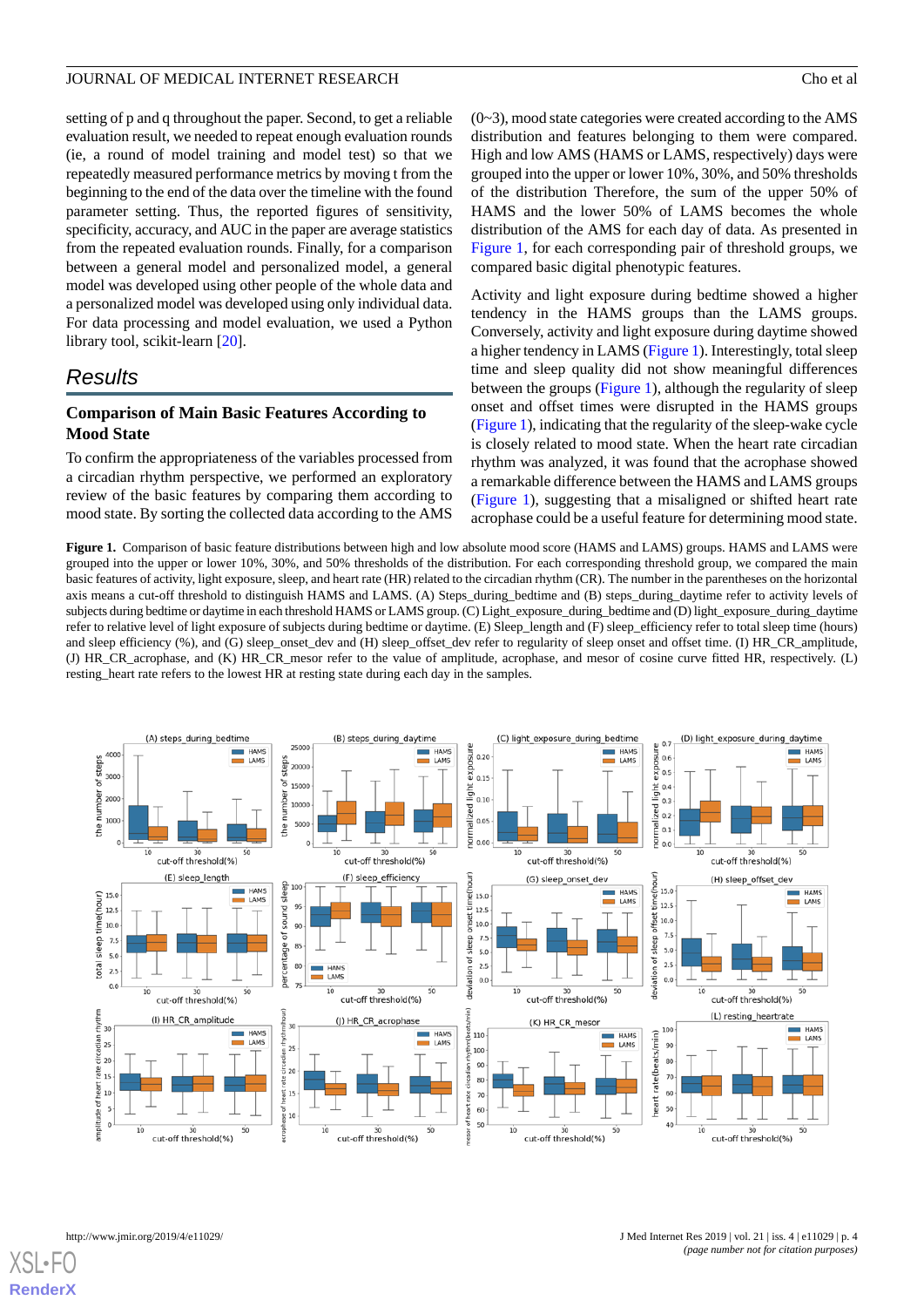setting of p and q throughout the paper. Second, to get a reliable evaluation result, we needed to repeat enough evaluation rounds (ie, a round of model training and model test) so that we repeatedly measured performance metrics by moving t from the beginning to the end of the data over the timeline with the found parameter setting. Thus, the reported figures of sensitivity, specificity, accuracy, and AUC in the paper are average statistics from the repeated evaluation rounds. Finally, for a comparison between a general model and personalized model, a general model was developed using other people of the whole data and a personalized model was developed using only individual data. For data processing and model evaluation, we used a Python library tool, scikit-learn [20].

## Results

### Comparison of Main Basic Features According to Mood State

To confirm the appropriateness of the variables processed from a circadian rhythm perspective, we performed an exploratory review of the basic features by comparing them according to mood state. By sorting the collected data according to the AMS (0~3), mood state categories were created according to the AMS distribution and features belonging to them were compared. High and low AMS (HAMS or LAMS, respectively) days were grouped into the upper or lower 10%, 30%, and 50% thresholds of the distribution Therefore, the sum of the upper 50% of HAMS and the lower 50% of LAMS becomes the whole distribution of the AMS for each day of data. As presented in Figure 1, for each corresponding pair of threshold groups, we compared basic digital phenotypic features.

Activity and light exposure during bedtime showed a higher tendency in the HAMS groups than the LAMS groups. Conversely, activity and light exposure during daytime showed a higher tendency in LAMS (Figure 1). Interestingly, total sleep time and sleep quality did not show meaningful differences between the groups (Figure 1), although the regularity of sleep onset and offset times were disrupted in the HAMS groups (Figure 1), indicating that the regularity of the sleep-wake cycle is closely related to mood state. When the heart rate circadian rhythm was analyzed, it was found that the acrophase showed a remarkable difference between the HAMS and LAMS groups (Figure 1), suggesting that a misaligned or shifted heart rate acrophase could be a useful feature for determining mood state.

**Figure 1.** Comparison of basic feature distributions between high and low absolute mood score (HAMS and LAMS) groups. HAMS and LAMS were grouped into the upper or lower 10%, 30%, and 50% thresholds of the distribution. For each corresponding threshold group, we compared the main basic features of activity, light exposure, sleep, and heart rate (HR) related to the circadian rhythm (CR). The number in the parentheses on the horizontal axis means a cut-off threshold to distinguish HAMS and LAMS. (A) Steps_during_bedtime and (B) steps_during_daytime refer to activity levels of subjects during bedtime or daytime in each threshold HAMS or LAMS group. (C) Light_exposure_during_bedtime and (D) light_exposure_during_daytime refer to relative level of light exposure of subjects during bedtime or daytime. (E) Sleep_length and (F) sleep_efficiency refer to total sleep time (hours) and sleep efficiency (%), and (G) sleep_onset_dev and (H) sleep_offset_dev refer to regularity of sleep onset and offset time. (I) HR_CR_amplitude, (J) HR_CR_acrophase, and (K) HR_CR_mesor refer to the value of amplitude, acrophase, and mesor of cosine curve fitted HR, respectively. (L) resting_heart rate refers to the lowest HR at resting state during each day in the samples.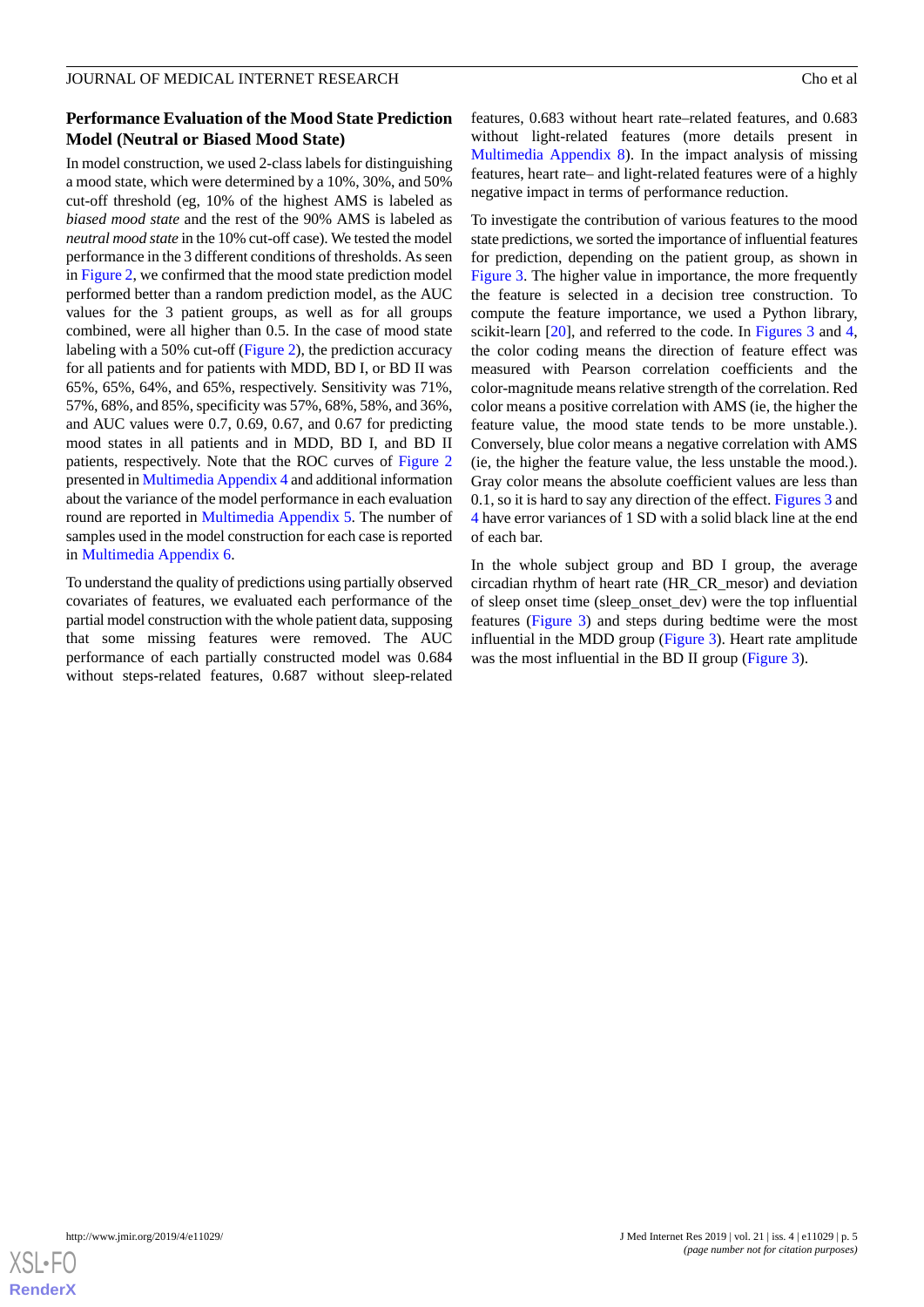### Performance Evaluation of the Mood State Prediction Model (Neutral or Biased Mood State)

In model construction, we used 2-class labels for distinguishing a mood state, which were determined by a 10%, 30%, and 50% cut-off threshold (eg, 10% of the highest AMS is labeled as *biased mood state* and the rest of the 90% AMS is labeled as *neutral mood state* in the 10% cut-off case). We tested the model performance in the 3 different conditions of thresholds. As seen in Figure 2, we confirmed that the mood state prediction model performed better than a random prediction model, as the AUC values for the 3 patient groups, as well as for all groups combined, were all higher than 0.5. In the case of mood state labeling with a 50% cut-off (Figure 2), the prediction accuracy for all patients and for patients with MDD, BD I, or BD II was 65%, 65%, 64%, and 65%, respectively. Sensitivity was 71%, 57%, 68%, and 85%, specificity was 57%, 68%, 58%, and 36%, and AUC values were 0.7, 0.69, 0.67, and 0.67 for predicting mood states in all patients and in MDD, BD I, and BD II patients, respectively. Note that the ROC curves of Figure 2 presented in Multimedia Appendix 4 and additional information about the variance of the model performance in each evaluation round are reported in Multimedia Appendix 5. The number of samples used in the model construction for each case is reported in Multimedia Appendix 6.

To understand the quality of predictions using partially observed covariates of features, we evaluated each performance of the partial model construction with the whole patient data, supposing that some missing features were removed. The AUC performance of each partially constructed model was 0.684 without steps-related features, 0.687 without sleep-related features, 0.683 without heart rate–related features, and 0.683 without light-related features (more details present in Multimedia Appendix 8). In the impact analysis of missing features, heart rate– and light-related features were of a highly negative impact in terms of performance reduction.

To investigate the contribution of various features to the mood state predictions, we sorted the importance of influential features for prediction, depending on the patient group, as shown in Figure 3. The higher value in importance, the more frequently the feature is selected in a decision tree construction. To compute the feature importance, we used a Python library, scikit-learn [20], and referred to the code. In Figures 3 and 4, the color coding means the direction of feature effect was measured with Pearson correlation coefficients and the color-magnitude means relative strength of the correlation. Red color means a positive correlation with AMS (ie, the higher the feature value, the mood state tends to be more unstable.). Conversely, blue color means a negative correlation with AMS (ie, the higher the feature value, the less unstable the mood.). Gray color means the absolute coefficient values are less than 0.1, so it is hard to say any direction of the effect. Figures 3 and 4 have error variances of 1 SD with a solid black line at the end of each bar.

In the whole subject group and BD I group, the average circadian rhythm of heart rate (HR_CR_mesor) and deviation of sleep onset time (sleep_onset_dev) were the top influential features (Figure 3) and steps during bedtime were the most influential in the MDD group (Figure 3). Heart rate amplitude was the most influential in the BD II group (Figure 3).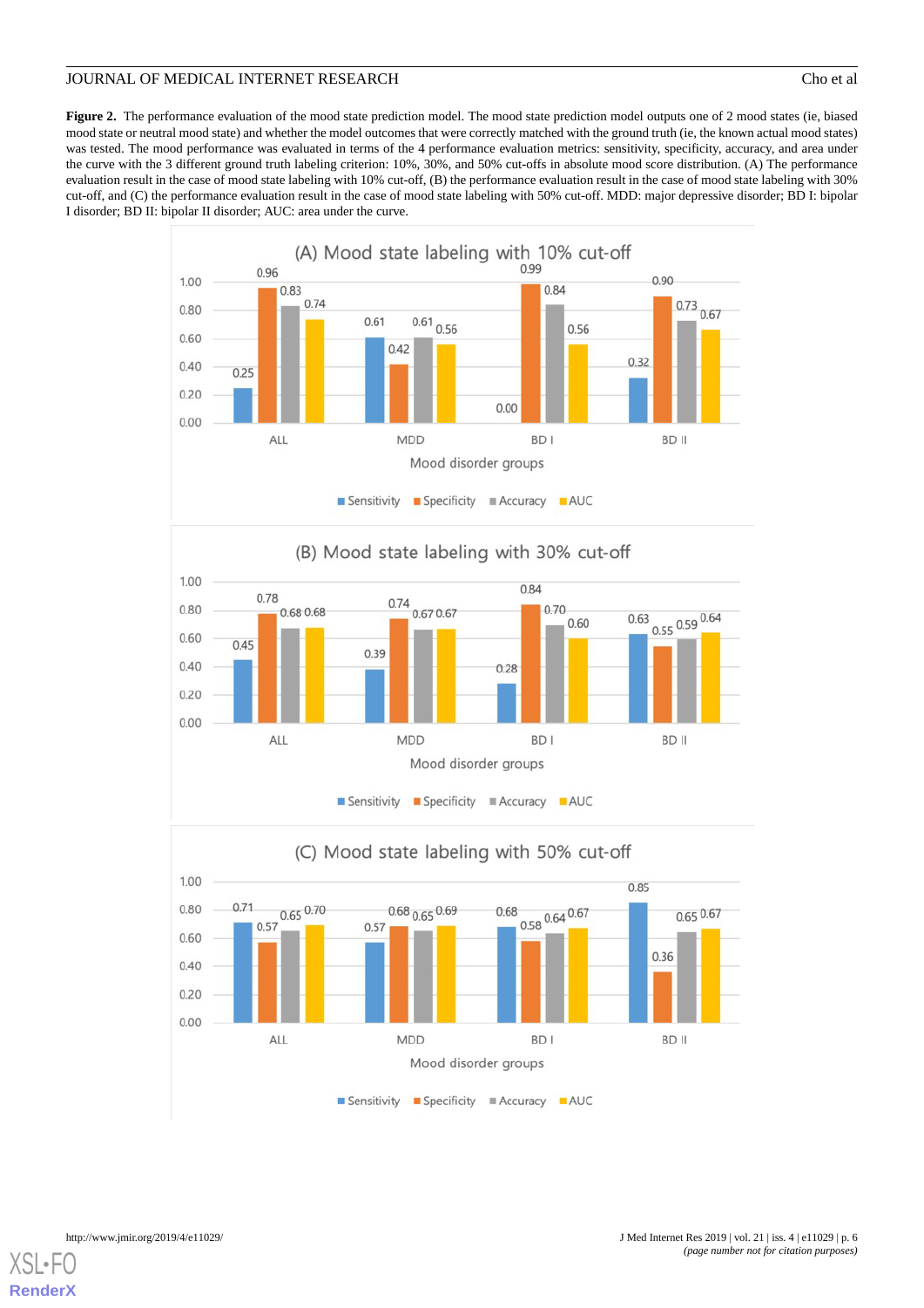**Figure 2.** The performance evaluation of the mood state prediction model. The mood state prediction model outputs one of 2 mood states (ie, biased mood state or neutral mood state) and whether the model outcomes that were correctly matched with the ground truth (ie, the known actual mood states) was tested. The mood performance was evaluated in terms of the 4 performance evaluation metrics: sensitivity, specificity, accuracy, and area under the curve with the 3 different ground truth labeling criterion: 10%, 30%, and 50% cut-offs in absolute mood score distribution. (A) The performance evaluation result in the case of mood state labeling with 10% cut-off, (B) the performance evaluation result in the case of mood state labeling with 30% cut-off, and (C) the performance evaluation result in the case of mood state labeling with 50% cut-off. MDD: major depressive disorder; BD I: bipolar I disorder; BD II: bipolar II disorder; AUC: area under the curve.

(A) Mood state labeling with 10% cut-off

| Mood disorder groups | Sensitivity | Specificity | Accuracy | AUC |
|---|---|---|---|---|
| ALL | 0.25 | 0.96 | 0.83 | 0.74 |
| MDD | 0.61 | 0.42 | 0.61 | 0.56 |
| BD I | 0.00 | 0.99 | 0.84 | 0.56 |
| BD II | 0.32 | 0.90 | 0.73 | 0.67 |

(B) Mood state labeling with 30% cut-off

| Mood disorder groups | Sensitivity | Specificity | Accuracy | AUC |
|---|---|---|---|---|
| ALL | 0.45 | 0.78 | 0.68 | 0.68 |
| MDD | 0.39 | 0.74 | 0.67 | 0.67 |
| BD I | 0.28 | 0.84 | 0.70 | 0.60 |
| BD II | 0.63 | 0.55 | 0.59 | 0.64 |

(C) Mood state labeling with 50% cut-off

| Mood disorder groups | Sensitivity | Specificity | Accuracy | AUC |
|---|---|---|---|---|
| ALL | 0.71 | 0.57 | 0.65 | 0.70 |
| MDD | 0.57 | 0.68 | 0.65 | 0.69 |
| BD I | 0.68 | 0.58 | 0.64 | 0.67 |
| BD II | 0.85 | 0.36 | 0.65 | 0.67 |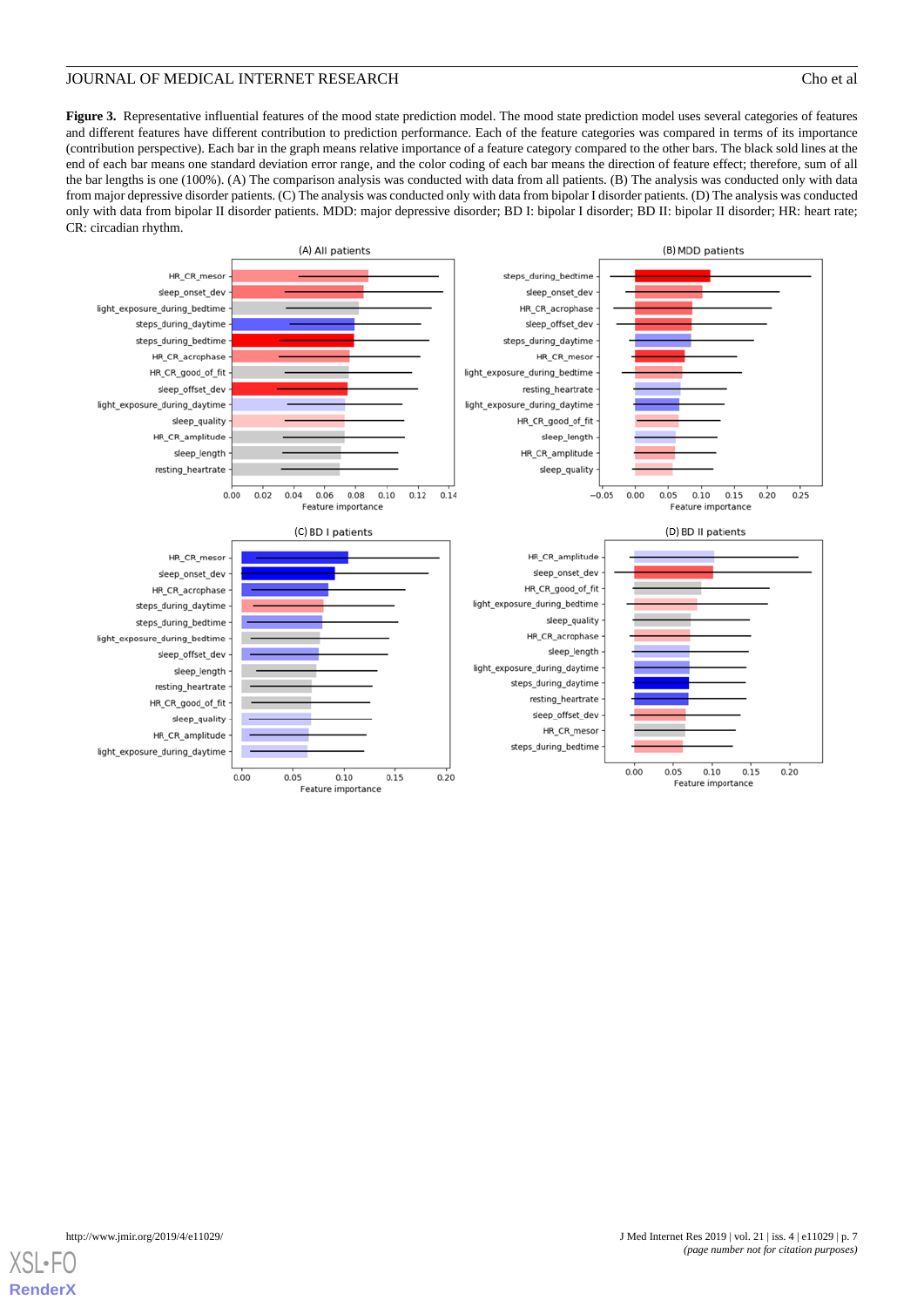**Figure 3.** Representative influential features of the mood state prediction model. The mood state prediction model uses several categories of features and different features have different contribution to prediction performance. Each of the feature categories was compared in terms of its importance (contribution perspective). Each bar in the graph means relative importance of a feature category compared to the other bars. The black sold lines at the end of each bar means one standard deviation error range, and the color coding of each bar means the direction of feature effect; therefore, sum of all the bar lengths is one (100%). (A) The comparison analysis was conducted with data from all patients. (B) The analysis was conducted only with data from major depressive disorder patients. (C) The analysis was conducted only with data from bipolar I disorder patients. (D) The analysis was conducted only with data from bipolar II disorder patients. MDD: major depressive disorder; BD I: bipolar I disorder; BD II: bipolar II disorder; HR: heart rate; CR: circadian rhythm.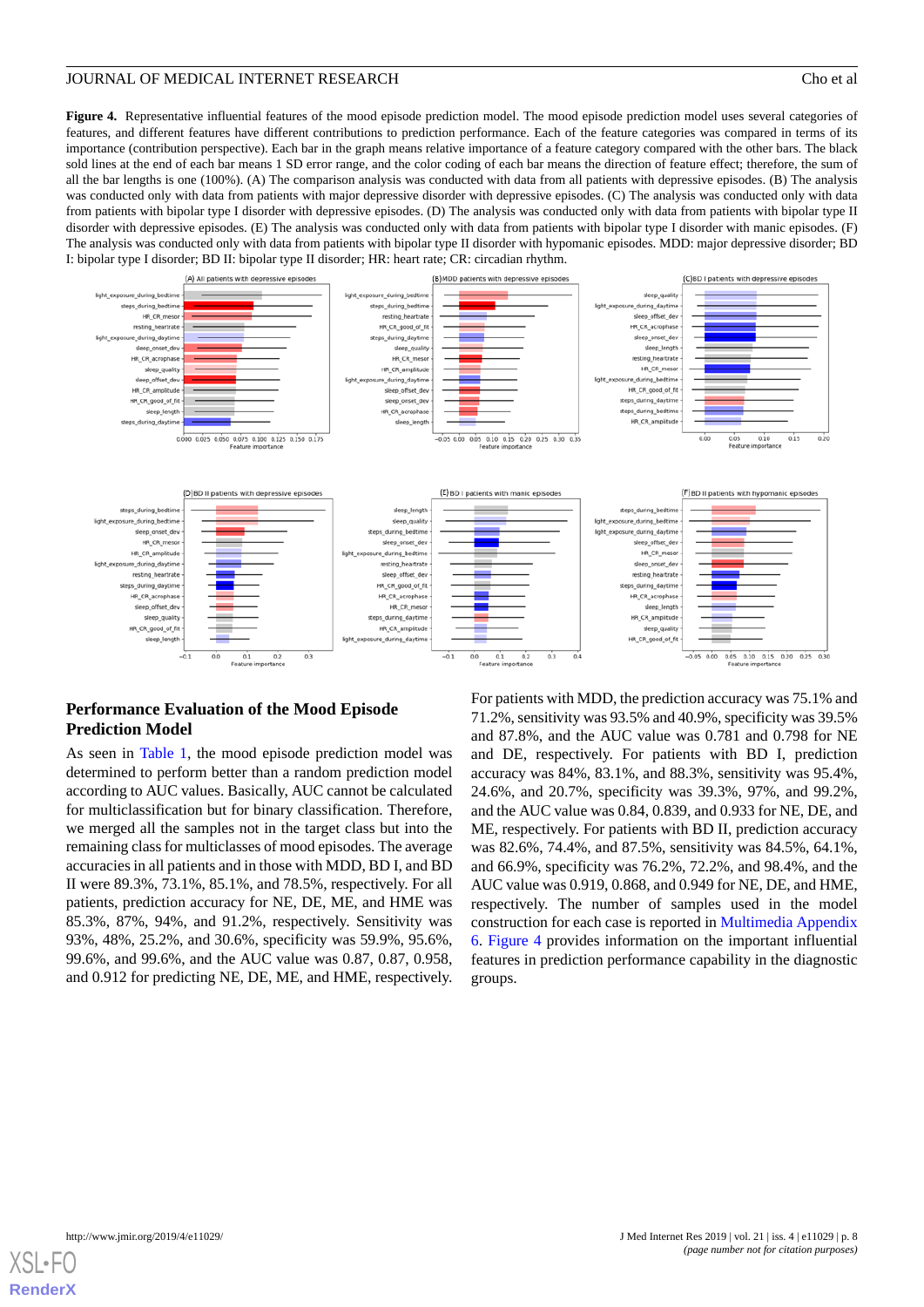**Figure 4.** Representative influential features of the mood episode prediction model. The mood episode prediction model uses several categories of features, and different features have different contributions to prediction performance. Each of the feature categories was compared in terms of its importance (contribution perspective). Each bar in the graph means relative importance of a feature category compared with the other bars. The black sold lines at the end of each bar means 1 SD error range, and the color coding of each bar means the direction of feature effect; therefore, the sum of all the bar lengths is one (100%). (A) The comparison analysis was conducted with data from all patients with depressive episodes. (B) The analysis was conducted only with data from patients with major depressive disorder with depressive episodes. (C) The analysis was conducted only with data from patients with bipolar type I disorder with depressive episodes. (D) The analysis was conducted only with data from patients with bipolar type II disorder with depressive episodes. (E) The analysis was conducted only with data from patients with bipolar type I disorder with manic episodes. (F) The analysis was conducted only with data from patients with bipolar type II disorder with hypomanic episodes. MDD: major depressive disorder; BD I: bipolar type I disorder; BD II: bipolar type II disorder; HR: heart rate; CR: circadian rhythm.

### Performance Evaluation of the Mood Episode Prediction Model

As seen in Table 1, the mood episode prediction model was determined to perform better than a random prediction model according to AUC values. Basically, AUC cannot be calculated for multiclassification but for binary classification. Therefore, we merged all the samples not in the target class but into the remaining class for multiclasses of mood episodes. The average accuracies in all patients and in those with MDD, BD I, and BD II were 89.3%, 73.1%, 85.1%, and 78.5%, respectively. For all patients, prediction accuracy for NE, DE, ME, and HME was 85.3%, 87%, 94%, and 91.2%, respectively. Sensitivity was 93%, 48%, 25.2%, and 30.6%, specificity was 59.9%, 95.6%, 99.6%, and 99.6%, and the AUC value was 0.87, 0.87, 0.958, and 0.912 for predicting NE, DE, ME, and HME, respectively.

For patients with MDD, the prediction accuracy was 75.1% and 71.2%, sensitivity was 93.5% and 40.9%, specificity was 39.5% and 87.8%, and the AUC value was 0.781 and 0.798 for NE and DE, respectively. For patients with BD I, prediction accuracy was 84%, 83.1%, and 88.3%, sensitivity was 95.4%, 24.6%, and 20.7%, specificity was 39.3%, 97%, and 99.2%, and the AUC value was 0.84, 0.839, and 0.933 for NE, DE, and ME, respectively. For patients with BD II, prediction accuracy was 82.6%, 74.4%, and 87.5%, sensitivity was 84.5%, 64.1%, and 66.9%, specificity was 76.2%, 72.2%, and 98.4%, and the AUC value was 0.919, 0.868, and 0.949 for NE, DE, and HME, respectively. The number of samples used in the model construction for each case is reported in Multimedia Appendix 6. Figure 4 provides information on the important influential features in prediction performance capability in the diagnostic groups.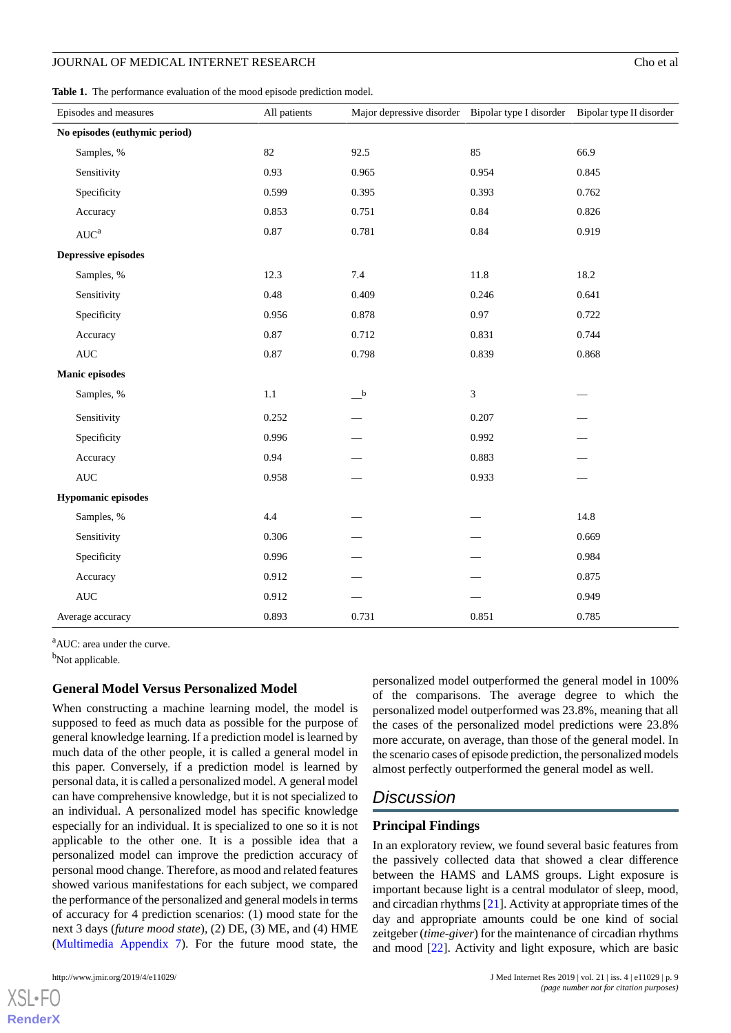**Table 1.** The performance evaluation of the mood episode prediction model.

| Episodes and measures | All patients | Major depressive disorder | Bipolar type I disorder | Bipolar type II disorder |
|---|---|---|---|---|
| **No episodes (euthymic period)** | | | | |
| Samples, % | 82 | 92.5 | 85 | 66.9 |
| Sensitivity | 0.93 | 0.965 | 0.954 | 0.845 |
| Specificity | 0.599 | 0.395 | 0.393 | 0.762 |
| Accuracy | 0.853 | 0.751 | 0.84 | 0.826 |
| AUC[a] | 0.87 | 0.781 | 0.84 | 0.919 |
| **Depressive episodes** | | | | |
| Samples, % | 12.3 | 7.4 | 11.8 | 18.2 |
| Sensitivity | 0.48 | 0.409 | 0.246 | 0.641 |
| Specificity | 0.956 | 0.878 | 0.97 | 0.722 |
| Accuracy | 0.87 | 0.712 | 0.831 | 0.744 |
| AUC | 0.87 | 0.798 | 0.839 | 0.868 |
| **Manic episodes** | | | | |
| Samples, % | 1.1 | —[b] | 3 | — |
| Sensitivity | 0.252 | — | 0.207 | — |
| Specificity | 0.996 | — | 0.992 | — |
| Accuracy | 0.94 | — | 0.883 | — |
| AUC | 0.958 | — | 0.933 | — |
| **Hypomanic episodes** | | | | |
| Samples, % | 4.4 | — | — | 14.8 |
| Sensitivity | 0.306 | — | — | 0.669 |
| Specificity | 0.996 | — | — | 0.984 |
| Accuracy | 0.912 | — | — | 0.875 |
| AUC | 0.912 | — | — | 0.949 |
| Average accuracy | 0.893 | 0.731 | 0.851 | 0.785 |

[a]AUC: area under the curve.

[b]Not applicable.

### General Model Versus Personalized Model

When constructing a machine learning model, the model is supposed to feed as much data as possible for the purpose of general knowledge learning. If a prediction model is learned by much data of the other people, it is called a general model in this paper. Conversely, if a prediction model is learned by personal data, it is called a personalized model. A general model can have comprehensive knowledge, but it is not specialized to an individual. A personalized model has specific knowledge especially for an individual. It is specialized to one so it is not applicable to the other one. It is a possible idea that a personalized model can improve the prediction accuracy of personal mood change. Therefore, as mood and related features showed various manifestations for each subject, we compared the performance of the personalized and general models in terms of accuracy for 4 prediction scenarios: (1) mood state for the next 3 days (*future mood state*), (2) DE, (3) ME, and (4) HME (Multimedia Appendix 7). For the future mood state, the personalized model outperformed the general model in 100% of the comparisons. The average degree to which the personalized model outperformed was 23.8%, meaning that all the cases of the personalized model predictions were 23.8% more accurate, on average, than those of the general model. In the scenario cases of episode prediction, the personalized models almost perfectly outperformed the general model as well.

## Discussion

### Principal Findings

In an exploratory review, we found several basic features from the passively collected data that showed a clear difference between the HAMS and LAMS groups. Light exposure is important because light is a central modulator of sleep, mood, and circadian rhythms [21]. Activity at appropriate times of the day and appropriate amounts could be one kind of social zeitgeber (*time-giver*) for the maintenance of circadian rhythms and mood [22]. Activity and light exposure, which are basic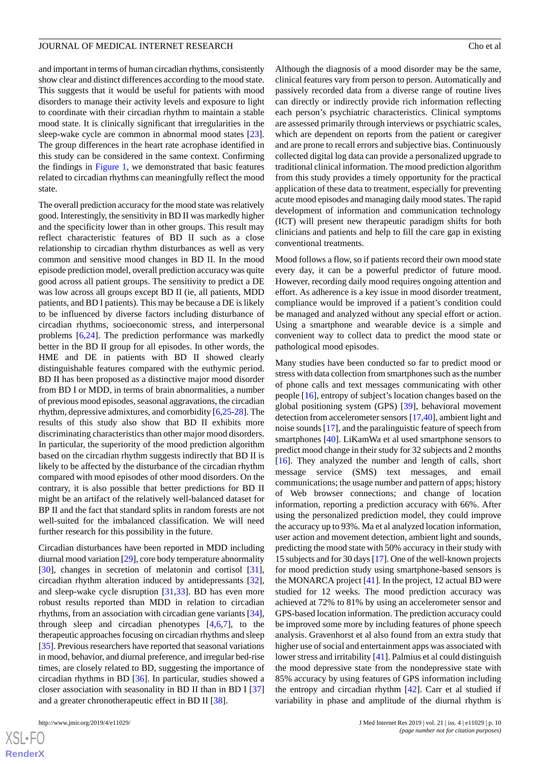and important in terms of human circadian rhythms, consistently show clear and distinct differences according to the mood state. This suggests that it would be useful for patients with mood disorders to manage their activity levels and exposure to light to coordinate with their circadian rhythm to maintain a stable mood state. It is clinically significant that irregularities in the sleep-wake cycle are common in abnormal mood states [23]. The group differences in the heart rate acrophase identified in this study can be considered in the same context. Confirming the findings in Figure 1, we demonstrated that basic features related to circadian rhythms can meaningfully reflect the mood state.

The overall prediction accuracy for the mood state was relatively good. Interestingly, the sensitivity in BD II was markedly higher and the specificity lower than in other groups. This result may reflect characteristic features of BD II such as a close relationship to circadian rhythm disturbances as well as very common and sensitive mood changes in BD II. In the mood episode prediction model, overall prediction accuracy was quite good across all patient groups. The sensitivity to predict a DE was low across all groups except BD II (ie, all patients, MDD patients, and BD I patients). This may be because a DE is likely to be influenced by diverse factors including disturbance of circadian rhythms, socioeconomic stress, and interpersonal problems [6,24]. The prediction performance was markedly better in the BD II group for all episodes. In other words, the HME and DE in patients with BD II showed clearly distinguishable features compared with the euthymic period. BD II has been proposed as a distinctive major mood disorder from BD I or MDD, in terms of brain abnormalities, a number of previous mood episodes, seasonal aggravations, the circadian rhythm, depressive admixtures, and comorbidity [6,25-28]. The results of this study also show that BD II exhibits more discriminating characteristics than other major mood disorders. In particular, the superiority of the mood prediction algorithm based on the circadian rhythm suggests indirectly that BD II is likely to be affected by the disturbance of the circadian rhythm compared with mood episodes of other mood disorders. On the contrary, it is also possible that better predictions for BD II might be an artifact of the relatively well-balanced dataset for BP II and the fact that standard splits in random forests are not well-suited for the imbalanced classification. We will need further research for this possibility in the future.

Circadian disturbances have been reported in MDD including diurnal mood variation [29], core body temperature abnormality [30], changes in secretion of melatonin and cortisol [31], circadian rhythm alteration induced by antidepressants [32], and sleep-wake cycle disruption [31,33]. BD has even more robust results reported than MDD in relation to circadian rhythms, from an association with circadian gene variants [34], through sleep and circadian phenotypes [4,6,7], to the therapeutic approaches focusing on circadian rhythms and sleep [35]. Previous researchers have reported that seasonal variations in mood, behavior, and diurnal preference, and irregular bed-rise times, are closely related to BD, suggesting the importance of circadian rhythms in BD [36]. In particular, studies showed a closer association with seasonality in BD II than in BD I [37] and a greater chronotherapeutic effect in BD II [38].

Although the diagnosis of a mood disorder may be the same, clinical features vary from person to person. Automatically and passively recorded data from a diverse range of routine lives can directly or indirectly provide rich information reflecting each person's psychiatric characteristics. Clinical symptoms are assessed primarily through interviews or psychiatric scales, which are dependent on reports from the patient or caregiver and are prone to recall errors and subjective bias. Continuously collected digital log data can provide a personalized upgrade to traditional clinical information. The mood prediction algorithm from this study provides a timely opportunity for the practical application of these data to treatment, especially for preventing acute mood episodes and managing daily mood states. The rapid development of information and communication technology (ICT) will present new therapeutic paradigm shifts for both clinicians and patients and help to fill the care gap in existing conventional treatments.

Mood follows a flow, so if patients record their own mood state every day, it can be a powerful predictor of future mood. However, recording daily mood requires ongoing attention and effort. As adherence is a key issue in mood disorder treatment, compliance would be improved if a patient's condition could be managed and analyzed without any special effort or action. Using a smartphone and wearable device is a simple and convenient way to collect data to predict the mood state or pathological mood episodes.

Many studies have been conducted so far to predict mood or stress with data collection from smartphones such as the number of phone calls and text messages communicating with other people [16], entropy of subject's location changes based on the global positioning system (GPS) [39], behavioral movement detection from accelerometer sensors [17,40], ambient light and noise sounds [17], and the paralinguistic feature of speech from smartphones [40]. LiKamWa et al used smartphone sensors to predict mood change in their study for 32 subjects and 2 months [16]. They analyzed the number and length of calls, short message service (SMS) text messages, and email communications; the usage number and pattern of apps; history of Web browser connections; and change of location information, reporting a prediction accuracy with 66%. After using the personalized prediction model, they could improve the accuracy up to 93%. Ma et al analyzed location information, user action and movement detection, ambient light and sounds, predicting the mood state with 50% accuracy in their study with 15 subjects and for 30 days [17]. One of the well-known projects for mood prediction study using smartphone-based sensors is the MONARCA project [41]. In the project, 12 actual BD were studied for 12 weeks. The mood prediction accuracy was achieved at 72% to 81% by using an accelerometer sensor and GPS-based location information. The prediction accuracy could be improved some more by including features of phone speech analysis. Gravenhorst et al also found from an extra study that higher use of social and entertainment apps was associated with lower stress and irritability [41]. Palmius et al could distinguish the mood depressive state from the nondepressive state with 85% accuracy by using features of GPS information including the entropy and circadian rhythm [42]. Carr et al studied if variability in phase and amplitude of the diurnal rhythm is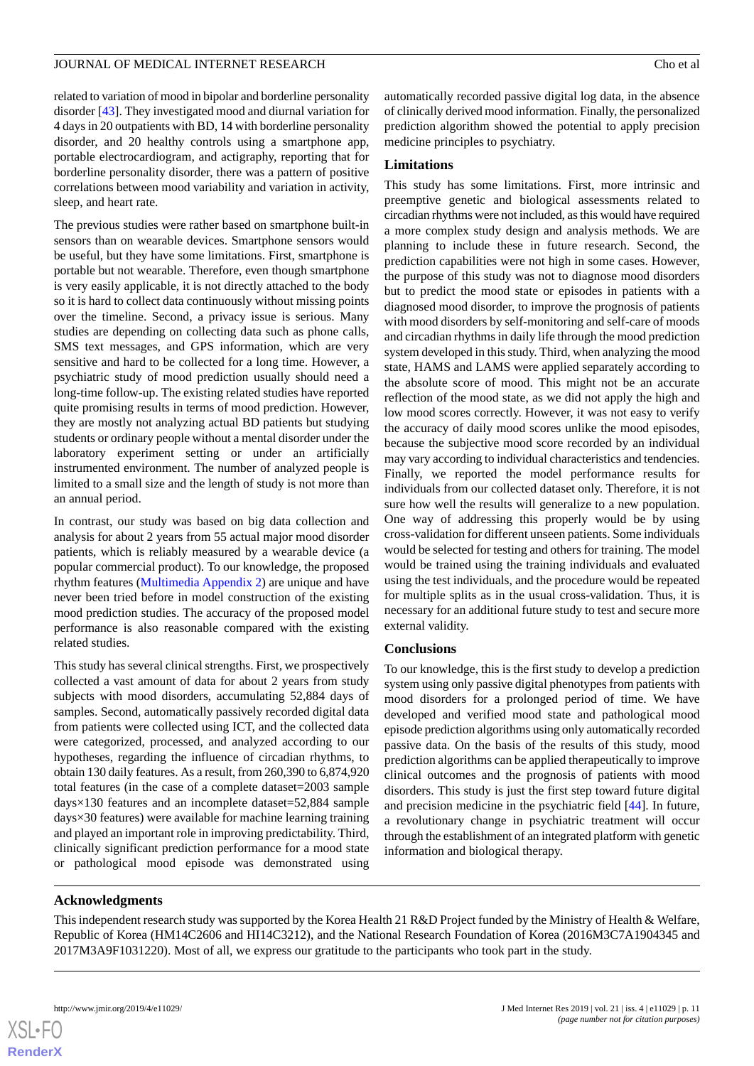related to variation of mood in bipolar and borderline personality disorder [43]. They investigated mood and diurnal variation for 4 days in 20 outpatients with BD, 14 with borderline personality disorder, and 20 healthy controls using a smartphone app, portable electrocardiogram, and actigraphy, reporting that for borderline personality disorder, there was a pattern of positive correlations between mood variability and variation in activity, sleep, and heart rate.

The previous studies were rather based on smartphone built-in sensors than on wearable devices. Smartphone sensors would be useful, but they have some limitations. First, smartphone is portable but not wearable. Therefore, even though smartphone is very easily applicable, it is not directly attached to the body so it is hard to collect data continuously without missing points over the timeline. Second, a privacy issue is serious. Many studies are depending on collecting data such as phone calls, SMS text messages, and GPS information, which are very sensitive and hard to be collected for a long time. However, a psychiatric study of mood prediction usually should need a long-time follow-up. The existing related studies have reported quite promising results in terms of mood prediction. However, they are mostly not analyzing actual BD patients but studying students or ordinary people without a mental disorder under the laboratory experiment setting or under an artificially instrumented environment. The number of analyzed people is limited to a small size and the length of study is not more than an annual period.

In contrast, our study was based on big data collection and analysis for about 2 years from 55 actual major mood disorder patients, which is reliably measured by a wearable device (a popular commercial product). To our knowledge, the proposed rhythm features (Multimedia Appendix 2) are unique and have never been tried before in model construction of the existing mood prediction studies. The accuracy of the proposed model performance is also reasonable compared with the existing related studies.

This study has several clinical strengths. First, we prospectively collected a vast amount of data for about 2 years from study subjects with mood disorders, accumulating 52,884 days of samples. Second, automatically passively recorded digital data from patients were collected using ICT, and the collected data were categorized, processed, and analyzed according to our hypotheses, regarding the influence of circadian rhythms, to obtain 130 daily features. As a result, from 260,390 to 6,874,920 total features (in the case of a complete dataset=2003 sample days×130 features and an incomplete dataset=52,884 sample days×30 features) were available for machine learning training and played an important role in improving predictability. Third, clinically significant prediction performance for a mood state or pathological mood episode was demonstrated using automatically recorded passive digital log data, in the absence of clinically derived mood information. Finally, the personalized prediction algorithm showed the potential to apply precision medicine principles to psychiatry.

## Limitations

This study has some limitations. First, more intrinsic and preemptive genetic and biological assessments related to circadian rhythms were not included, as this would have required a more complex study design and analysis methods. We are planning to include these in future research. Second, the prediction capabilities were not high in some cases. However, the purpose of this study was not to diagnose mood disorders but to predict the mood state or episodes in patients with a diagnosed mood disorder, to improve the prognosis of patients with mood disorders by self-monitoring and self-care of moods and circadian rhythms in daily life through the mood prediction system developed in this study. Third, when analyzing the mood state, HAMS and LAMS were applied separately according to the absolute score of mood. This might not be an accurate reflection of the mood state, as we did not apply the high and low mood scores correctly. However, it was not easy to verify the accuracy of daily mood scores unlike the mood episodes, because the subjective mood score recorded by an individual may vary according to individual characteristics and tendencies. Finally, we reported the model performance results for individuals from our collected dataset only. Therefore, it is not sure how well the results will generalize to a new population. One way of addressing this properly would be by using cross-validation for different unseen patients. Some individuals would be selected for testing and others for training. The model would be trained using the training individuals and evaluated using the test individuals, and the procedure would be repeated for multiple splits as in the usual cross-validation. Thus, it is necessary for an additional future study to test and secure more external validity.

## Conclusions

To our knowledge, this is the first study to develop a prediction system using only passive digital phenotypes from patients with mood disorders for a prolonged period of time. We have developed and verified mood state and pathological mood episode prediction algorithms using only automatically recorded passive data. On the basis of the results of this study, mood prediction algorithms can be applied therapeutically to improve clinical outcomes and the prognosis of patients with mood disorders. This study is just the first step toward future digital and precision medicine in the psychiatric field [44]. In future, a revolutionary change in psychiatric treatment will occur through the establishment of an integrated platform with genetic information and biological therapy.

## Acknowledgments

This independent research study was supported by the Korea Health 21 R&D Project funded by the Ministry of Health & Welfare, Republic of Korea (HM14C2606 and HI14C3212), and the National Research Foundation of Korea (2016M3C7A1904345 and 2017M3A9F1031220). Most of all, we express our gratitude to the participants who took part in the study.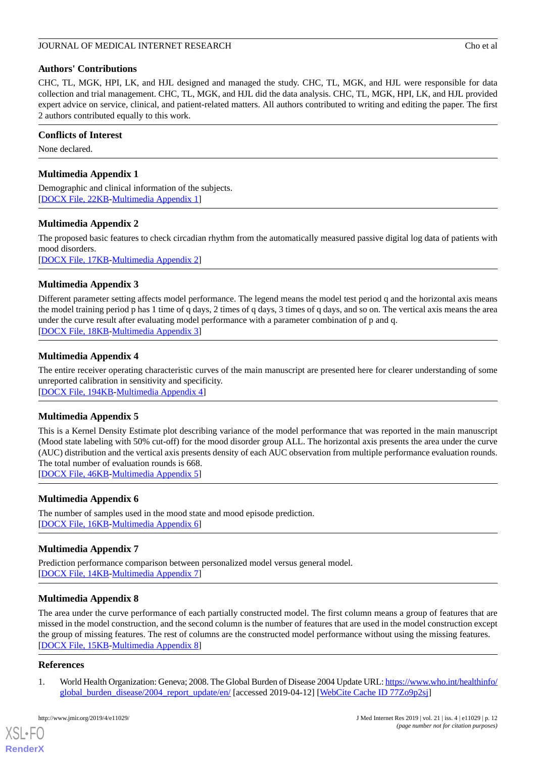## Authors' Contributions

CHC, TL, MGK, HPI, LK, and HJL designed and managed the study. CHC, TL, MGK, and HJL were responsible for data collection and trial management. CHC, TL, MGK, and HJL did the data analysis. CHC, TL, MGK, HPI, LK, and HJL provided expert advice on service, clinical, and patient-related matters. All authors contributed to writing and editing the paper. The first 2 authors contributed equally to this work.

## Conflicts of Interest

None declared.

## Multimedia Appendix 1

Demographic and clinical information of the subjects.

[DOCX File, 22KB-Multimedia Appendix 1]

## Multimedia Appendix 2

The proposed basic features to check circadian rhythm from the automatically measured passive digital log data of patients with mood disorders.

[DOCX File, 17KB-Multimedia Appendix 2]

## Multimedia Appendix 3

Different parameter setting affects model performance. The legend means the model test period q and the horizontal axis means the model training period p has 1 time of q days, 2 times of q days, 3 times of q days, and so on. The vertical axis means the area under the curve result after evaluating model performance with a parameter combination of p and q.

[DOCX File, 18KB-Multimedia Appendix 3]

## Multimedia Appendix 4

The entire receiver operating characteristic curves of the main manuscript are presented here for clearer understanding of some unreported calibration in sensitivity and specificity.

[DOCX File, 194KB-Multimedia Appendix 4]

## Multimedia Appendix 5

This is a Kernel Density Estimate plot describing variance of the model performance that was reported in the main manuscript (Mood state labeling with 50% cut-off) for the mood disorder group ALL. The horizontal axis presents the area under the curve (AUC) distribution and the vertical axis presents density of each AUC observation from multiple performance evaluation rounds. The total number of evaluation rounds is 668.

[DOCX File, 46KB-Multimedia Appendix 5]

## Multimedia Appendix 6

The number of samples used in the mood state and mood episode prediction.

[DOCX File, 16KB-Multimedia Appendix 6]

## Multimedia Appendix 7

Prediction performance comparison between personalized model versus general model.

[DOCX File, 14KB-Multimedia Appendix 7]

## Multimedia Appendix 8

The area under the curve performance of each partially constructed model. The first column means a group of features that are missed in the model construction, and the second column is the number of features that are used in the model construction except the group of missing features. The rest of columns are the constructed model performance without using the missing features.

[DOCX File, 15KB-Multimedia Appendix 8]

## References

1. World Health Organization: Geneva; 2008. The Global Burden of Disease 2004 Update URL: https://www.who.int/healthinfo/global_burden_disease/2004_report_update/en/ [accessed 2019-04-12] [WebCite Cache ID 77Zo9p2sj]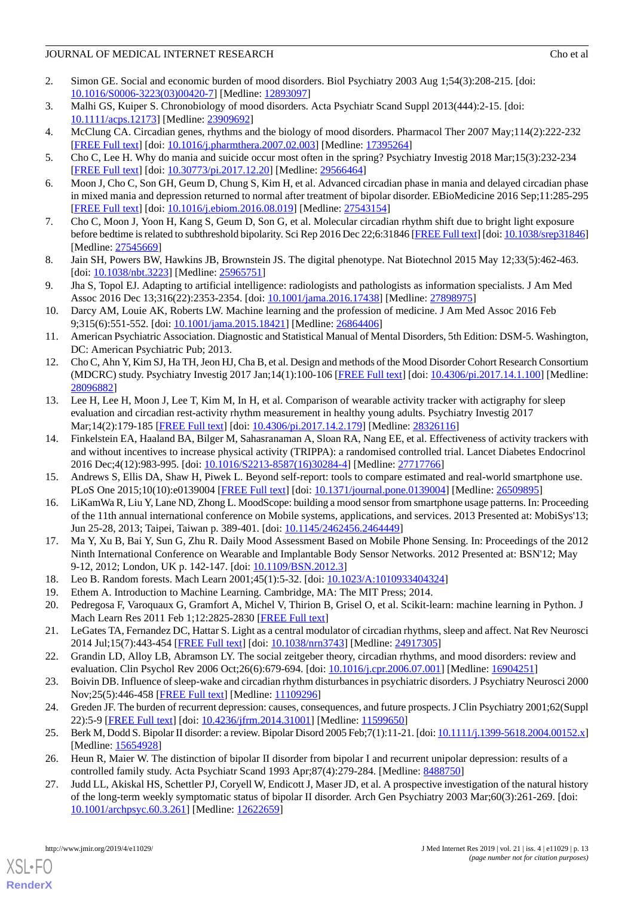2. Simon GE. Social and economic burden of mood disorders. Biol Psychiatry 2003 Aug 1;54(3):208-215. [doi: 10.1016/S0006-3223(03)00420-7] [Medline: 12893097]
3. Malhi GS, Kuiper S. Chronobiology of mood disorders. Acta Psychiatr Scand Suppl 2013(444):2-15. [doi: 10.1111/acps.12173] [Medline: 23909692]
4. McClung CA. Circadian genes, rhythms and the biology of mood disorders. Pharmacol Ther 2007 May;114(2):222-232 [FREE Full text] [doi: 10.1016/j.pharmthera.2007.02.003] [Medline: 17395264]
5. Cho C, Lee H. Why do mania and suicide occur most often in the spring? Psychiatry Investig 2018 Mar;15(3):232-234 [FREE Full text] [doi: 10.30773/pi.2017.12.20] [Medline: 29566464]
6. Moon J, Cho C, Son GH, Geum D, Chung S, Kim H, et al. Advanced circadian phase in mania and delayed circadian phase in mixed mania and depression returned to normal after treatment of bipolar disorder. EBioMedicine 2016 Sep;11:285-295 [FREE Full text] [doi: 10.1016/j.ebiom.2016.08.019] [Medline: 27543154]
7. Cho C, Moon J, Yoon H, Kang S, Geum D, Son G, et al. Molecular circadian rhythm shift due to bright light exposure before bedtime is related to subthreshold bipolarity. Sci Rep 2016 Dec 22;6:31846 [FREE Full text] [doi: 10.1038/srep31846] [Medline: 27545669]
8. Jain SH, Powers BW, Hawkins JB, Brownstein JS. The digital phenotype. Nat Biotechnol 2015 May 12;33(5):462-463. [doi: 10.1038/nbt.3223] [Medline: 25965751]
9. Jha S, Topol EJ. Adapting to artificial intelligence: radiologists and pathologists as information specialists. J Am Med Assoc 2016 Dec 13;316(22):2353-2354. [doi: 10.1001/jama.2016.17438] [Medline: 27898975]
10. Darcy AM, Louie AK, Roberts LW. Machine learning and the profession of medicine. J Am Med Assoc 2016 Feb 9;315(6):551-552. [doi: 10.1001/jama.2015.18421] [Medline: 26864406]
11. American Psychiatric Association. Diagnostic and Statistical Manual of Mental Disorders, 5th Edition: DSM-5. Washington, DC: American Psychiatric Pub; 2013.
12. Cho C, Ahn Y, Kim SJ, Ha TH, Jeon HJ, Cha B, et al. Design and methods of the Mood Disorder Cohort Research Consortium (MDCRC) study. Psychiatry Investig 2017 Jan;14(1):100-106 [FREE Full text] [doi: 10.4306/pi.2017.14.1.100] [Medline: 28096882]
13. Lee H, Lee H, Moon J, Lee T, Kim M, In H, et al. Comparison of wearable activity tracker with actigraphy for sleep evaluation and circadian rest-activity rhythm measurement in healthy young adults. Psychiatry Investig 2017 Mar;14(2):179-185 [FREE Full text] [doi: 10.4306/pi.2017.14.2.179] [Medline: 28326116]
14. Finkelstein EA, Haaland BA, Bilger M, Sahasranaman A, Sloan RA, Nang EE, et al. Effectiveness of activity trackers with and without incentives to increase physical activity (TRIPPA): a randomised controlled trial. Lancet Diabetes Endocrinol 2016 Dec;4(12):983-995. [doi: 10.1016/S2213-8587(16)30284-4] [Medline: 27717766]
15. Andrews S, Ellis DA, Shaw H, Piwek L. Beyond self-report: tools to compare estimated and real-world smartphone use. PLoS One 2015;10(10):e0139004 [FREE Full text] [doi: 10.1371/journal.pone.0139004] [Medline: 26509895]
16. LiKamWa R, Liu Y, Lane ND, Zhong L. MoodScope: building a mood sensor from smartphone usage patterns. In: Proceeding of the 11th annual international conference on Mobile systems, applications, and services. 2013 Presented at: MobiSys'13; Jun 25-28, 2013; Taipei, Taiwan p. 389-401. [doi: 10.1145/2462456.2464449]
17. Ma Y, Xu B, Bai Y, Sun G, Zhu R. Daily Mood Assessment Based on Mobile Phone Sensing. In: Proceedings of the 2012 Ninth International Conference on Wearable and Implantable Body Sensor Networks. 2012 Presented at: BSN'12; May 9-12, 2012; London, UK p. 142-147. [doi: 10.1109/BSN.2012.3]
18. Leo B. Random forests. Mach Learn 2001;45(1):5-32. [doi: 10.1023/A:1010933404324]
19. Ethem A. Introduction to Machine Learning. Cambridge, MA: The MIT Press; 2014.
20. Pedregosa F, Varoquaux G, Gramfort A, Michel V, Thirion B, Grisel O, et al. Scikit-learn: machine learning in Python. J Mach Learn Res 2011 Feb 1;12:2825-2830 [FREE Full text]
21. LeGates TA, Fernandez DC, Hattar S. Light as a central modulator of circadian rhythms, sleep and affect. Nat Rev Neurosci 2014 Jul;15(7):443-454 [FREE Full text] [doi: 10.1038/nrn3743] [Medline: 24917305]
22. Grandin LD, Alloy LB, Abramson LY. The social zeitgeber theory, circadian rhythms, and mood disorders: review and evaluation. Clin Psychol Rev 2006 Oct;26(6):679-694. [doi: 10.1016/j.cpr.2006.07.001] [Medline: 16904251]
23. Boivin DB. Influence of sleep-wake and circadian rhythm disturbances in psychiatric disorders. J Psychiatry Neurosci 2000 Nov;25(5):446-458 [FREE Full text] [Medline: 11109296]
24. Greden JF. The burden of recurrent depression: causes, consequences, and future prospects. J Clin Psychiatry 2001;62(Suppl 22):5-9 [FREE Full text] [doi: 10.4236/jfrm.2014.31001] [Medline: 11599650]
25. Berk M, Dodd S. Bipolar II disorder: a review. Bipolar Disord 2005 Feb;7(1):11-21. [doi: 10.1111/j.1399-5618.2004.00152.x] [Medline: 15654928]
26. Heun R, Maier W. The distinction of bipolar II disorder from bipolar I and recurrent unipolar depression: results of a controlled family study. Acta Psychiatr Scand 1993 Apr;87(4):279-284. [Medline: 8488750]
27. Judd LL, Akiskal HS, Schettler PJ, Coryell W, Endicott J, Maser JD, et al. A prospective investigation of the natural history of the long-term weekly symptomatic status of bipolar II disorder. Arch Gen Psychiatry 2003 Mar;60(3):261-269. [doi: 10.1001/archpsyc.60.3.261] [Medline: 12622659]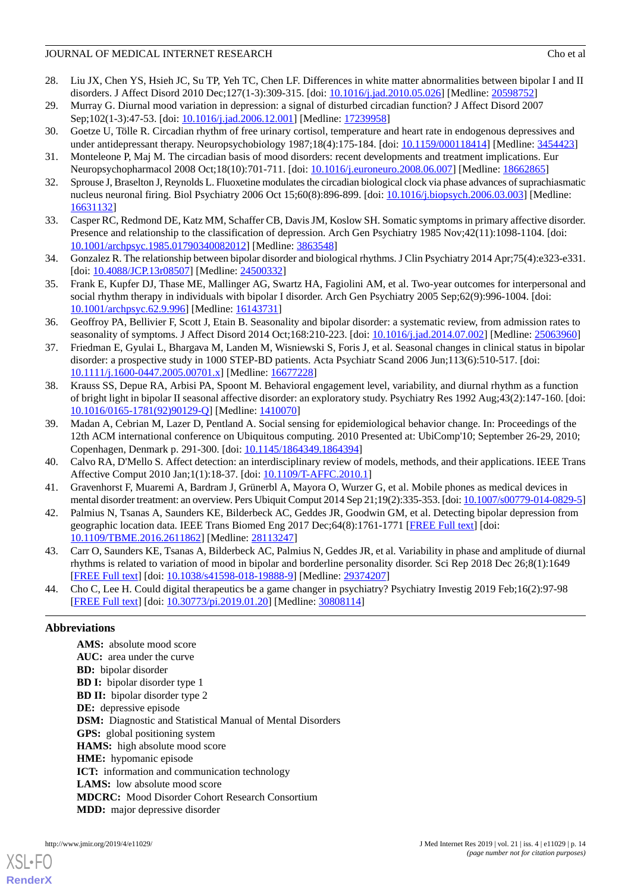28. Liu JX, Chen YS, Hsieh JC, Su TP, Yeh TC, Chen LF. Differences in white matter abnormalities between bipolar I and II disorders. J Affect Disord 2010 Dec;127(1-3):309-315. [doi: 10.1016/j.jad.2010.05.026] [Medline: 20598752]
29. Murray G. Diurnal mood variation in depression: a signal of disturbed circadian function? J Affect Disord 2007 Sep;102(1-3):47-53. [doi: 10.1016/j.jad.2006.12.001] [Medline: 17239958]
30. Goetze U, Tölle R. Circadian rhythm of free urinary cortisol, temperature and heart rate in endogenous depressives and under antidepressant therapy. Neuropsychobiology 1987;18(4):175-184. [doi: 10.1159/000118414] [Medline: 3454423]
31. Monteleone P, Maj M. The circadian basis of mood disorders: recent developments and treatment implications. Eur Neuropsychopharmacol 2008 Oct;18(10):701-711. [doi: 10.1016/j.euroneuro.2008.06.007] [Medline: 18662865]
32. Sprouse J, Braselton J, Reynolds L. Fluoxetine modulates the circadian biological clock via phase advances of suprachiasmatic nucleus neuronal firing. Biol Psychiatry 2006 Oct 15;60(8):896-899. [doi: 10.1016/j.biopsych.2006.03.003] [Medline: 16631132]
33. Casper RC, Redmond DE, Katz MM, Schaffer CB, Davis JM, Koslow SH. Somatic symptoms in primary affective disorder. Presence and relationship to the classification of depression. Arch Gen Psychiatry 1985 Nov;42(11):1098-1104. [doi: 10.1001/archpsyc.1985.01790340082012] [Medline: 3863548]
34. Gonzalez R. The relationship between bipolar disorder and biological rhythms. J Clin Psychiatry 2014 Apr;75(4):e323-e331. [doi: 10.4088/JCP.13r08507] [Medline: 24500332]
35. Frank E, Kupfer DJ, Thase ME, Mallinger AG, Swartz HA, Fagiolini AM, et al. Two-year outcomes for interpersonal and social rhythm therapy in individuals with bipolar I disorder. Arch Gen Psychiatry 2005 Sep;62(9):996-1004. [doi: 10.1001/archpsyc.62.9.996] [Medline: 16143731]
36. Geoffroy PA, Bellivier F, Scott J, Etain B. Seasonality and bipolar disorder: a systematic review, from admission rates to seasonality of symptoms. J Affect Disord 2014 Oct;168:210-223. [doi: 10.1016/j.jad.2014.07.002] [Medline: 25063960]
37. Friedman E, Gyulai L, Bhargava M, Landen M, Wisniewski S, Foris J, et al. Seasonal changes in clinical status in bipolar disorder: a prospective study in 1000 STEP-BD patients. Acta Psychiatr Scand 2006 Jun;113(6):510-517. [doi: 10.1111/j.1600-0447.2005.00701.x] [Medline: 16677228]
38. Krauss SS, Depue RA, Arbisi PA, Spoont M. Behavioral engagement level, variability, and diurnal rhythm as a function of bright light in bipolar II seasonal affective disorder: an exploratory study. Psychiatry Res 1992 Aug;43(2):147-160. [doi: 10.1016/0165-1781(92)90129-Q] [Medline: 1410070]
39. Madan A, Cebrian M, Lazer D, Pentland A. Social sensing for epidemiological behavior change. In: Proceedings of the 12th ACM international conference on Ubiquitous computing. 2010 Presented at: UbiComp'10; September 26-29, 2010; Copenhagen, Denmark p. 291-300. [doi: 10.1145/1864349.1864394]
40. Calvo RA, D'Mello S. Affect detection: an interdisciplinary review of models, methods, and their applications. IEEE Trans Affective Comput 2010 Jan;1(1):18-37. [doi: 10.1109/T-AFFC.2010.1]
41. Gravenhorst F, Muaremi A, Bardram J, Grünerbl A, Mayora O, Wurzer G, et al. Mobile phones as medical devices in mental disorder treatment: an overview. Pers Ubiquit Comput 2014 Sep 21;19(2):335-353. [doi: 10.1007/s00779-014-0829-5]
42. Palmius N, Tsanas A, Saunders KE, Bilderbeck AC, Geddes JR, Goodwin GM, et al. Detecting bipolar depression from geographic location data. IEEE Trans Biomed Eng 2017 Dec;64(8):1761-1771 [FREE Full text] [doi: 10.1109/TBME.2016.2611862] [Medline: 28113247]
43. Carr O, Saunders KE, Tsanas A, Bilderbeck AC, Palmius N, Geddes JR, et al. Variability in phase and amplitude of diurnal rhythms is related to variation of mood in bipolar and borderline personality disorder. Sci Rep 2018 Dec 26;8(1):1649 [FREE Full text] [doi: 10.1038/s41598-018-19888-9] [Medline: 29374207]
44. Cho C, Lee H. Could digital therapeutics be a game changer in psychiatry? Psychiatry Investig 2019 Feb;16(2):97-98 [FREE Full text] [doi: 10.30773/pi.2019.01.20] [Medline: 30808114]

## Abbreviations

**AMS:** absolute mood score
**AUC:** area under the curve
**BD:** bipolar disorder
**BD I:** bipolar disorder type 1
**BD II:** bipolar disorder type 2
**DE:** depressive episode
**DSM:** Diagnostic and Statistical Manual of Mental Disorders
**GPS:** global positioning system
**HAMS:** high absolute mood score
**HME:** hypomanic episode
**ICT:** information and communication technology
**LAMS:** low absolute mood score
**MDCRC:** Mood Disorder Cohort Research Consortium
**MDD:** major depressive disorder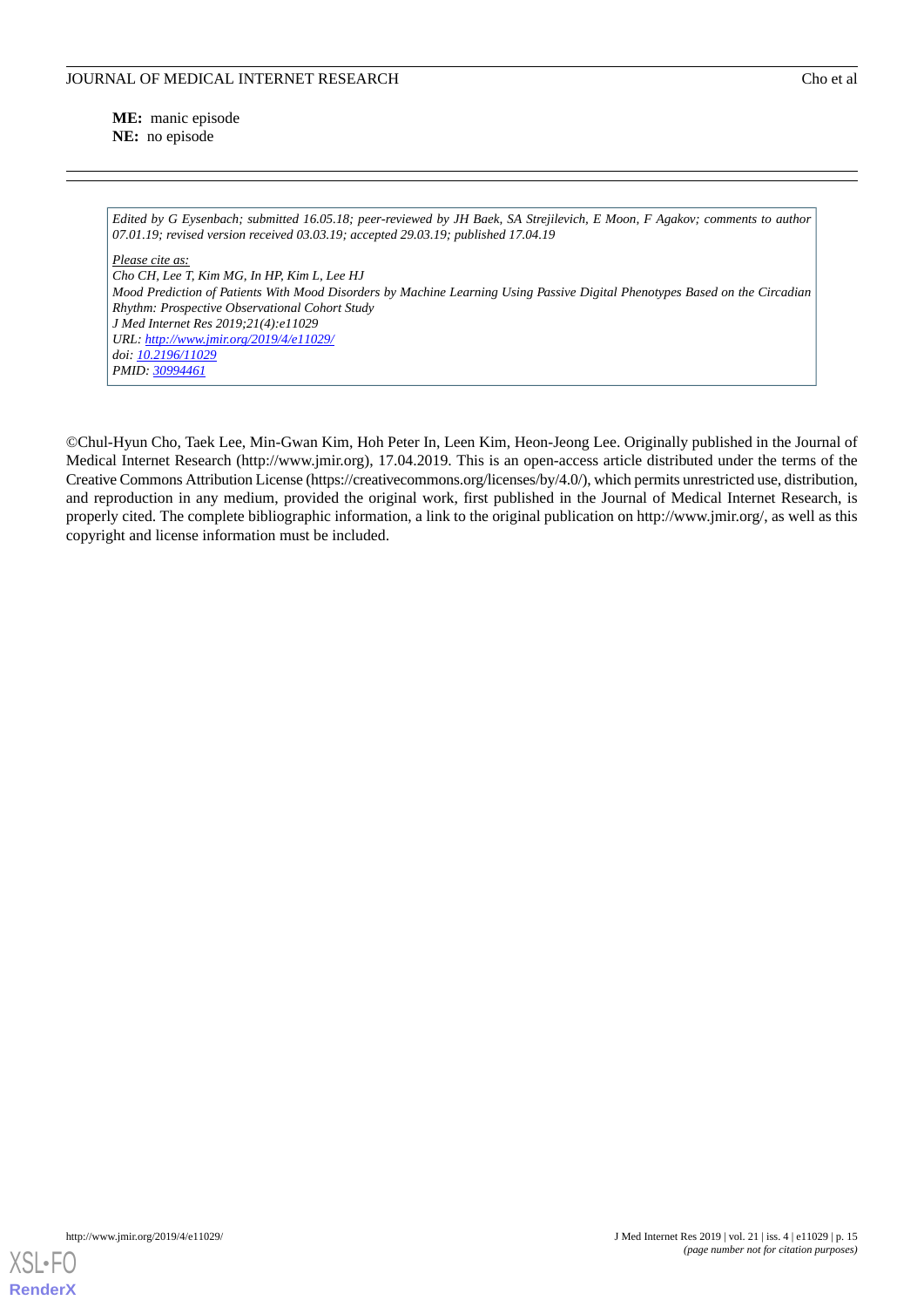**ME:** manic episode
**NE:** no episode

---

*Edited by G Eysenbach; submitted 16.05.18; peer-reviewed by JH Baek, SA Strejilevich, E Moon, F Agakov; comments to author 07.01.19; revised version received 03.03.19; accepted 29.03.19; published 17.04.19*

*Please cite as:*
*Cho CH, Lee T, Kim MG, In HP, Kim L, Lee HJ*
*Mood Prediction of Patients With Mood Disorders by Machine Learning Using Passive Digital Phenotypes Based on the Circadian Rhythm: Prospective Observational Cohort Study*
*J Med Internet Res 2019;21(4):e11029*
*URL: http://www.jmir.org/2019/4/e11029/*
*doi: 10.2196/11029*
*PMID: 30994461*

©Chul-Hyun Cho, Taek Lee, Min-Gwan Kim, Hoh Peter In, Leen Kim, Heon-Jeong Lee. Originally published in the Journal of Medical Internet Research (http://www.jmir.org), 17.04.2019. This is an open-access article distributed under the terms of the Creative Commons Attribution License (https://creativecommons.org/licenses/by/4.0/), which permits unrestricted use, distribution, and reproduction in any medium, provided the original work, first published in the Journal of Medical Internet Research, is properly cited. The complete bibliographic information, a link to the original publication on http://www.jmir.org/, as well as this copyright and license information must be included.